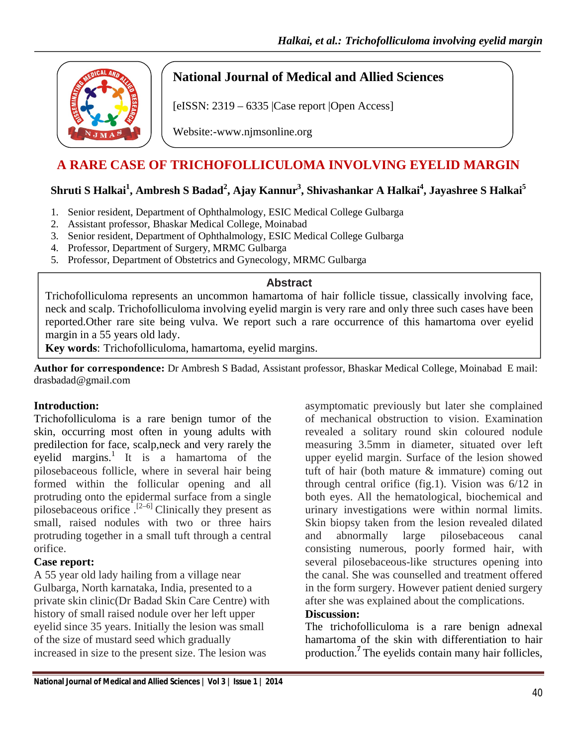National Journal of Medical and Allied Sciences

[eISSN: 2319 – 6335 |Case report |Open Access]

Website:-www.njmsonline.org

# A RARE CASE OF TRICHOFOLLICULOMA INVOLVING EYELID MARGIN

**Shruti S Halkai[1], Ambresh S Badad[2], Ajay Kannur[3], Shivashankar A Halkai[4], Jayashree S Halkai[5]**

1. Senior resident, Department of Ophthalmology, ESIC Medical College Gulbarga
2. Assistant professor, Bhaskar Medical College, Moinabad
3. Senior resident, Department of Ophthalmology, ESIC Medical College Gulbarga
4. Professor, Department of Surgery, MRMC Gulbarga
5. Professor, Department of Obstetrics and Gynecology, MRMC Gulbarga

## Abstract

Trichofolliculoma represents an uncommon hamartoma of hair follicle tissue, classically involving face, neck and scalp. Trichofolliculoma involving eyelid margin is very rare and only three such cases have been reported.Other rare site being vulva. We report such a rare occurrence of this hamartoma over eyelid margin in a 55 years old lady.

**Key words**: Trichofolliculoma, hamartoma, eyelid margins.

**Author for correspondence:** Dr Ambresh S Badad, Assistant professor, Bhaskar Medical College, Moinabad E mail: drasbadad@gmail.com

## Introduction:

Trichofolliculoma is a rare benign tumor of the skin, occurring most often in young adults with predilection for face, scalp,neck and very rarely the eyelid margins.[1] It is a hamartoma of the pilosebaceous follicle, where in several hair being formed within the follicular opening and all protruding onto the epidermal surface from a single pilosebaceous orifice .[2–6] Clinically they present as small, raised nodules with two or three hairs protruding together in a small tuft through a central orifice.

## Case report:

A 55 year old lady hailing from a village near Gulbarga, North karnataka, India, presented to a private skin clinic(Dr Badad Skin Care Centre) with history of small raised nodule over her left upper eyelid since 35 years. Initially the lesion was small of the size of mustard seed which gradually increased in size to the present size. The lesion was asymptomatic previously but later she complained of mechanical obstruction to vision. Examination revealed a solitary round skin coloured nodule measuring 3.5mm in diameter, situated over left upper eyelid margin. Surface of the lesion showed tuft of hair (both mature & immature) coming out through central orifice (fig.1). Vision was 6/12 in both eyes. All the hematological, biochemical and urinary investigations were within normal limits. Skin biopsy taken from the lesion revealed dilated and abnormally large pilosebaceous canal consisting numerous, poorly formed hair, with several pilosebaceous-like structures opening into the canal. She was counselled and treatment offered in the form surgery. However patient denied surgery after she was explained about the complications.

## Discussion:

The trichofolliculoma is a rare benign adnexal hamartoma of the skin with differentiation to hair production.[7] The eyelids contain many hair follicles,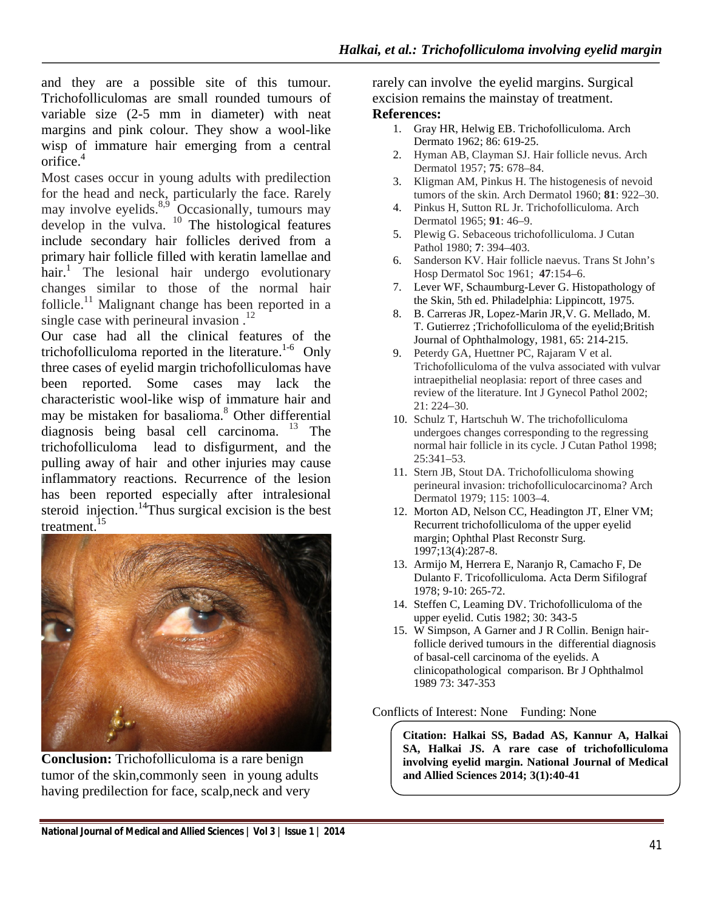and they are a possible site of this tumour. Trichofolliculomas are small rounded tumours of variable size (2-5 mm in diameter) with neat margins and pink colour. They show a wool-like wisp of immature hair emerging from a central orifice.[4]

Most cases occur in young adults with predilection for the head and neck, particularly the face. Rarely may involve eyelids.[8,9] Occasionally, tumours may develop in the vulva. [10] The histological features include secondary hair follicles derived from a primary hair follicle filled with keratin lamellae and hair.[1] The lesional hair undergo evolutionary changes similar to those of the normal hair follicle.[11] Malignant change has been reported in a single case with perineural invasion .[12]

Our case had all the clinical features of the trichofolliculoma reported in the literature.[1-6] Only three cases of eyelid margin trichofolliculomas have been reported. Some cases may lack the characteristic wool-like wisp of immature hair and may be mistaken for basalioma.[8] Other differential diagnosis being basal cell carcinoma. [13] The trichofolliculoma lead to disfigurment, and the pulling away of hair and other injuries may cause inflammatory reactions. Recurrence of the lesion has been reported especially after intralesional steroid injection.[14]Thus surgical excision is the best treatment.[15]

**Conclusion:** Trichofolliculoma is a rare benign tumor of the skin,commonly seen in young adults having predilection for face, scalp,neck and very rarely can involve the eyelid margins. Surgical excision remains the mainstay of treatment.

**References:**

1. Gray HR, Helwig EB. Trichofolliculoma. Arch Dermato 1962; 86: 619-25.
2. Hyman AB, Clayman SJ. Hair follicle nevus. Arch Dermatol 1957; **75**: 678–84.
3. Kligman AM, Pinkus H. The histogenesis of nevoid tumors of the skin. Arch Dermatol 1960; **81**: 922–30.
4. Pinkus H, Sutton RL Jr. Trichofolliculoma. Arch Dermatol 1965; **91**: 46–9.
5. Plewig G. Sebaceous trichofolliculoma. J Cutan Pathol 1980; **7**: 394–403.
6. Sanderson KV. Hair follicle naevus. Trans St John's Hosp Dermatol Soc 1961; **47**:154–6.
7. Lever WF, Schaumburg-Lever G. Histopathology of the Skin, 5th ed. Philadelphia: Lippincott, 1975.
8. B. Carreras JR, Lopez-Marin JR,V. G. Mellado, M. T. Gutierrez ;Trichofolliculoma of the eyelid;British Journal of Ophthalmology, 1981, 65: 214-215.
9. Peterdy GA, Huettner PC, Rajaram V et al. Trichofolliculoma of the vulva associated with vulvar intraepithelial neoplasia: report of three cases and review of the literature. Int J Gynecol Pathol 2002; 21: 224–30.
10. Schulz T, Hartschuh W. The trichofolliculoma undergoes changes corresponding to the regressing normal hair follicle in its cycle. J Cutan Pathol 1998; 25:341–53.
11. Stern JB, Stout DA. Trichofolliculoma showing perineural invasion: trichofolliculocarcinoma? Arch Dermatol 1979; 115: 1003–4.
12. Morton AD, Nelson CC, Headington JT, Elner VM; Recurrent trichofolliculoma of the upper eyelid margin; Ophthal Plast Reconstr Surg. 1997;13(4):287-8.
13. Armijo M, Herrera E, Naranjo R, Camacho F, De Dulanto F. Tricofolliculoma. Acta Derm Sifilograf 1978; 9-10: 265-72.
14. Steffen C, Leaming DV. Trichofolliculoma of the upper eyelid. Cutis 1982; 30: 343-5
15. W Simpson, A Garner and J R Collin. Benign hair-follicle derived tumours in the differential diagnosis of basal-cell carcinoma of the eyelids. A clinicopathological comparison. Br J Ophthalmol 1989 73: 347-353

Conflicts of Interest: None Funding: None

**Citation: Halkai SS, Badad AS, Kannur A, Halkai SA, Halkai JS. A rare case of trichofolliculoma involving eyelid margin. National Journal of Medical and Allied Sciences 2014; 3(1):40-41**